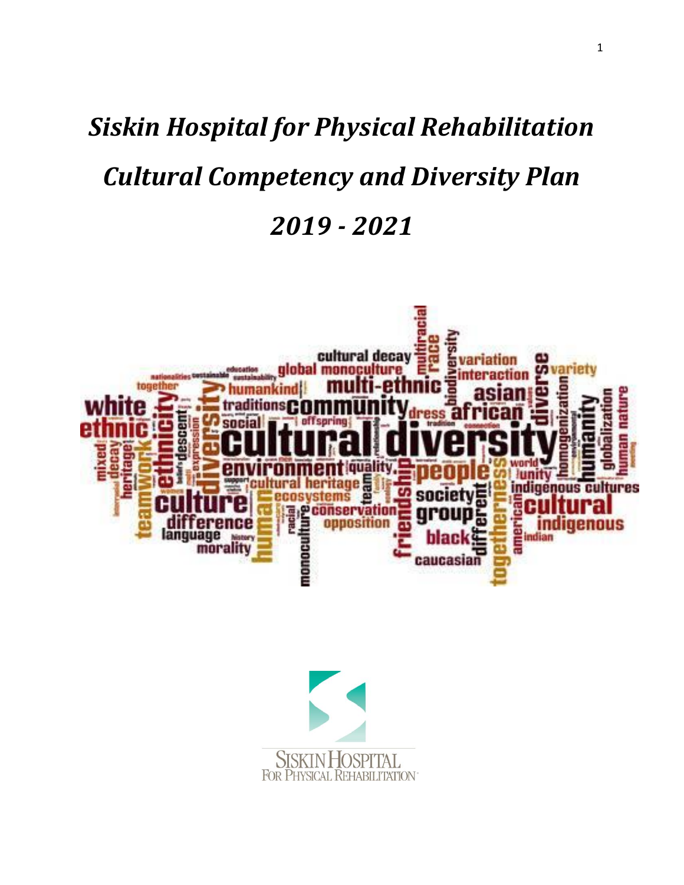# *Siskin Hospital for Physical Rehabilitation*

# *Cultural Competency and Diversity Plan*

# *2019 - 2021*

SISKIN HOSPITAL
FOR PHYSICAL REHABILITATION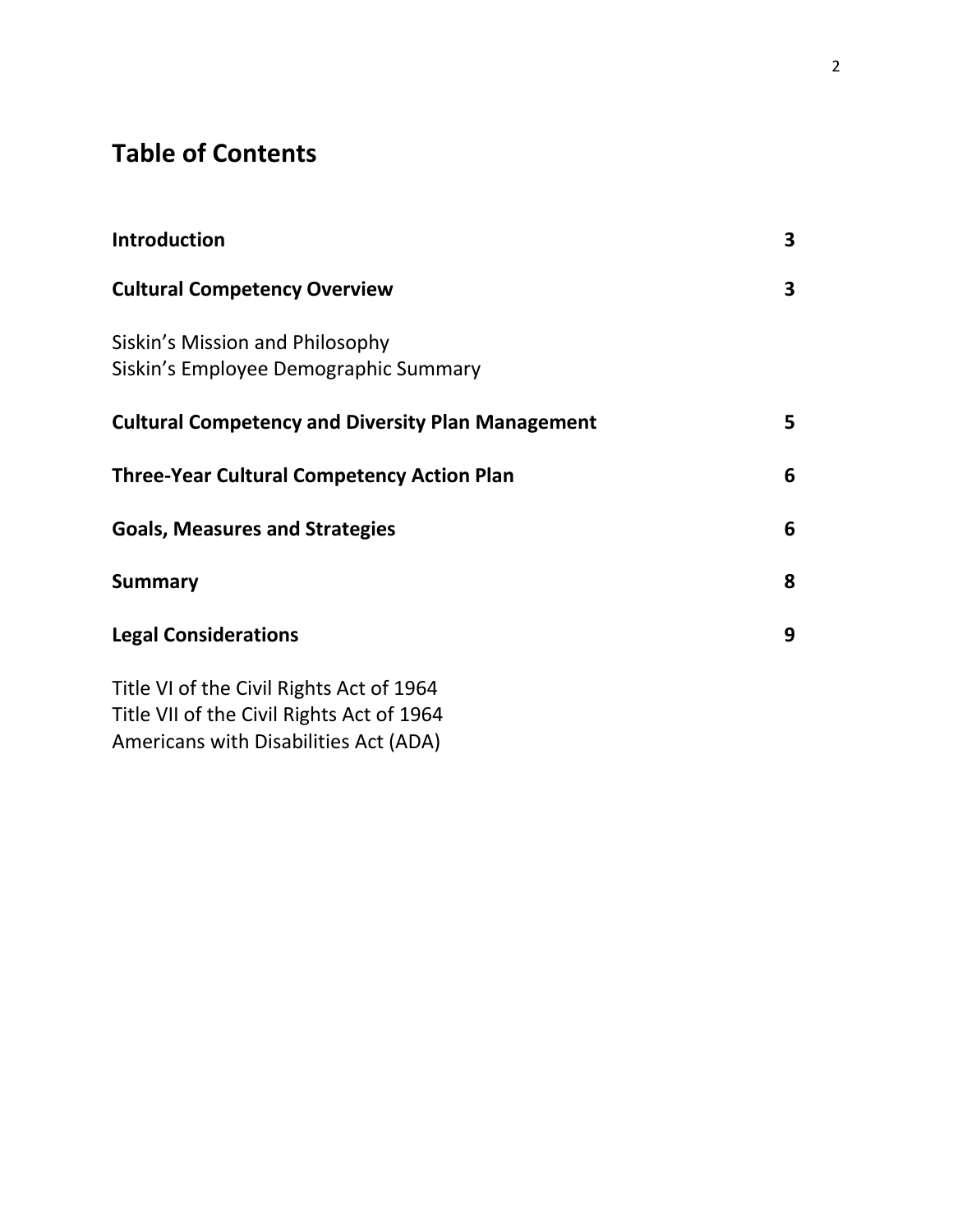# Table of Contents

| | |
|---|---|
| **Introduction** | **3** |
| **Cultural Competency Overview** | **3** |
| Siskin's Mission and Philosophy<br>Siskin's Employee Demographic Summary | |
| **Cultural Competency and Diversity Plan Management** | **5** |
| **Three-Year Cultural Competency Action Plan** | **6** |
| **Goals, Measures and Strategies** | **6** |
| **Summary** | **8** |
| **Legal Considerations** | **9** |
| Title VI of the Civil Rights Act of 1964<br>Title VII of the Civil Rights Act of 1964<br>Americans with Disabilities Act (ADA) | |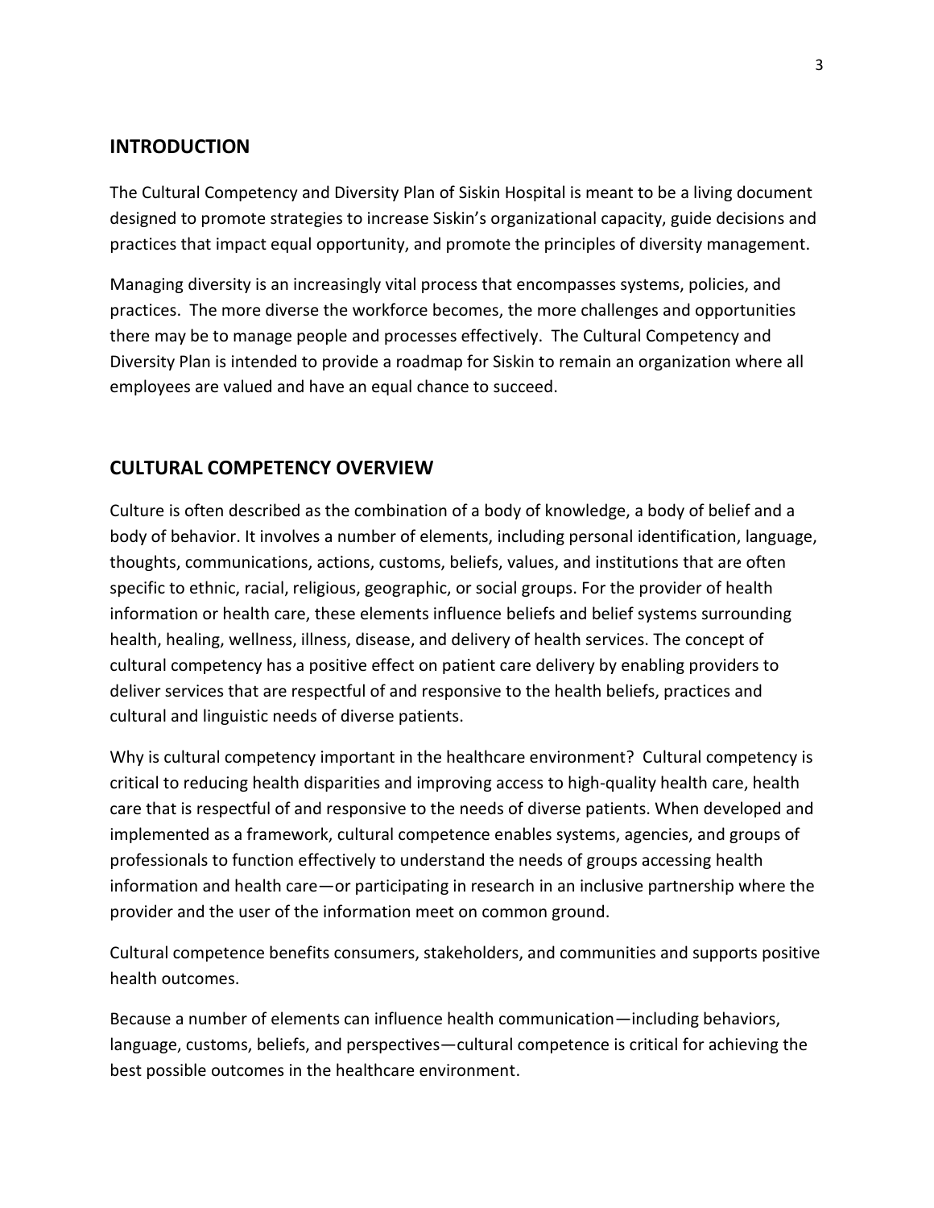## INTRODUCTION

The Cultural Competency and Diversity Plan of Siskin Hospital is meant to be a living document designed to promote strategies to increase Siskin's organizational capacity, guide decisions and practices that impact equal opportunity, and promote the principles of diversity management.

Managing diversity is an increasingly vital process that encompasses systems, policies, and practices. The more diverse the workforce becomes, the more challenges and opportunities there may be to manage people and processes effectively. The Cultural Competency and Diversity Plan is intended to provide a roadmap for Siskin to remain an organization where all employees are valued and have an equal chance to succeed.

## CULTURAL COMPETENCY OVERVIEW

Culture is often described as the combination of a body of knowledge, a body of belief and a body of behavior. It involves a number of elements, including personal identification, language, thoughts, communications, actions, customs, beliefs, values, and institutions that are often specific to ethnic, racial, religious, geographic, or social groups. For the provider of health information or health care, these elements influence beliefs and belief systems surrounding health, healing, wellness, illness, disease, and delivery of health services. The concept of cultural competency has a positive effect on patient care delivery by enabling providers to deliver services that are respectful of and responsive to the health beliefs, practices and cultural and linguistic needs of diverse patients.

Why is cultural competency important in the healthcare environment? Cultural competency is critical to reducing health disparities and improving access to high-quality health care, health care that is respectful of and responsive to the needs of diverse patients. When developed and implemented as a framework, cultural competence enables systems, agencies, and groups of professionals to function effectively to understand the needs of groups accessing health information and health care—or participating in research in an inclusive partnership where the provider and the user of the information meet on common ground.

Cultural competence benefits consumers, stakeholders, and communities and supports positive health outcomes.

Because a number of elements can influence health communication—including behaviors, language, customs, beliefs, and perspectives—cultural competence is critical for achieving the best possible outcomes in the healthcare environment.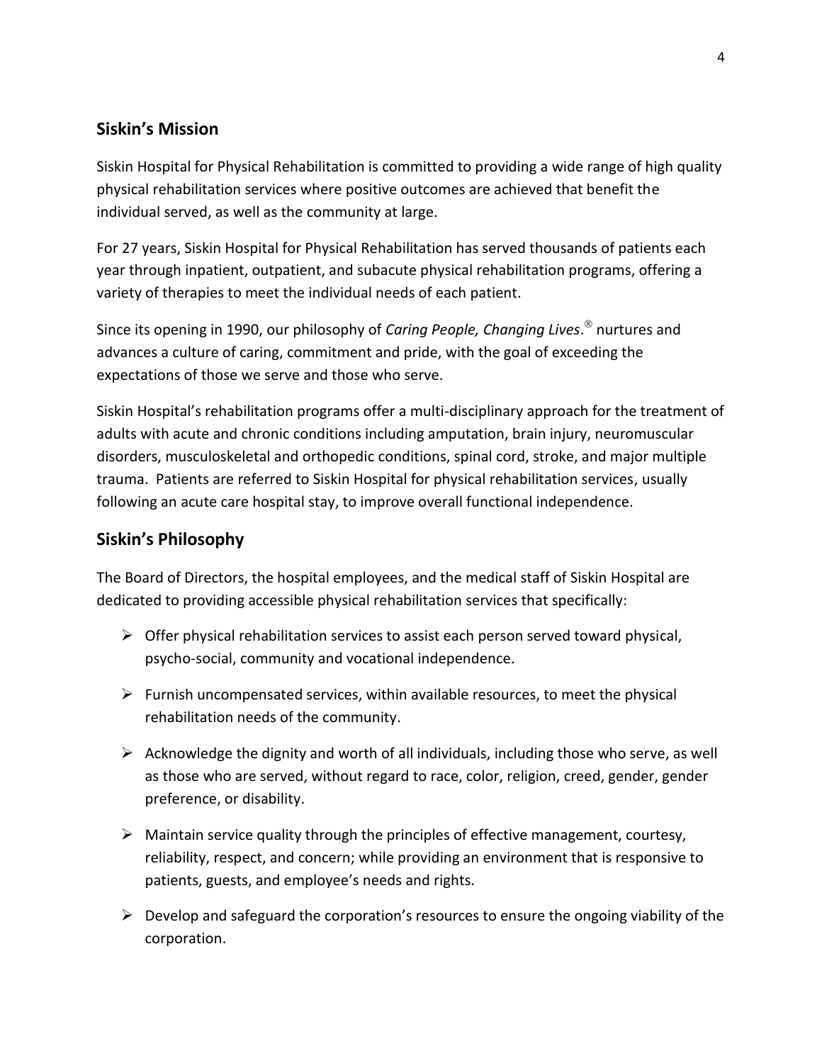## Siskin's Mission

Siskin Hospital for Physical Rehabilitation is committed to providing a wide range of high quality physical rehabilitation services where positive outcomes are achieved that benefit the individual served, as well as the community at large.

For 27 years, Siskin Hospital for Physical Rehabilitation has served thousands of patients each year through inpatient, outpatient, and subacute physical rehabilitation programs, offering a variety of therapies to meet the individual needs of each patient.

Since its opening in 1990, our philosophy of *Caring People, Changing Lives*.® nurtures and advances a culture of caring, commitment and pride, with the goal of exceeding the expectations of those we serve and those who serve.

Siskin Hospital's rehabilitation programs offer a multi-disciplinary approach for the treatment of adults with acute and chronic conditions including amputation, brain injury, neuromuscular disorders, musculoskeletal and orthopedic conditions, spinal cord, stroke, and major multiple trauma. Patients are referred to Siskin Hospital for physical rehabilitation services, usually following an acute care hospital stay, to improve overall functional independence.

## Siskin's Philosophy

The Board of Directors, the hospital employees, and the medical staff of Siskin Hospital are dedicated to providing accessible physical rehabilitation services that specifically:

- Offer physical rehabilitation services to assist each person served toward physical, psycho-social, community and vocational independence.
- Furnish uncompensated services, within available resources, to meet the physical rehabilitation needs of the community.
- Acknowledge the dignity and worth of all individuals, including those who serve, as well as those who are served, without regard to race, color, religion, creed, gender, gender preference, or disability.
- Maintain service quality through the principles of effective management, courtesy, reliability, respect, and concern; while providing an environment that is responsive to patients, guests, and employee's needs and rights.
- Develop and safeguard the corporation's resources to ensure the ongoing viability of the corporation.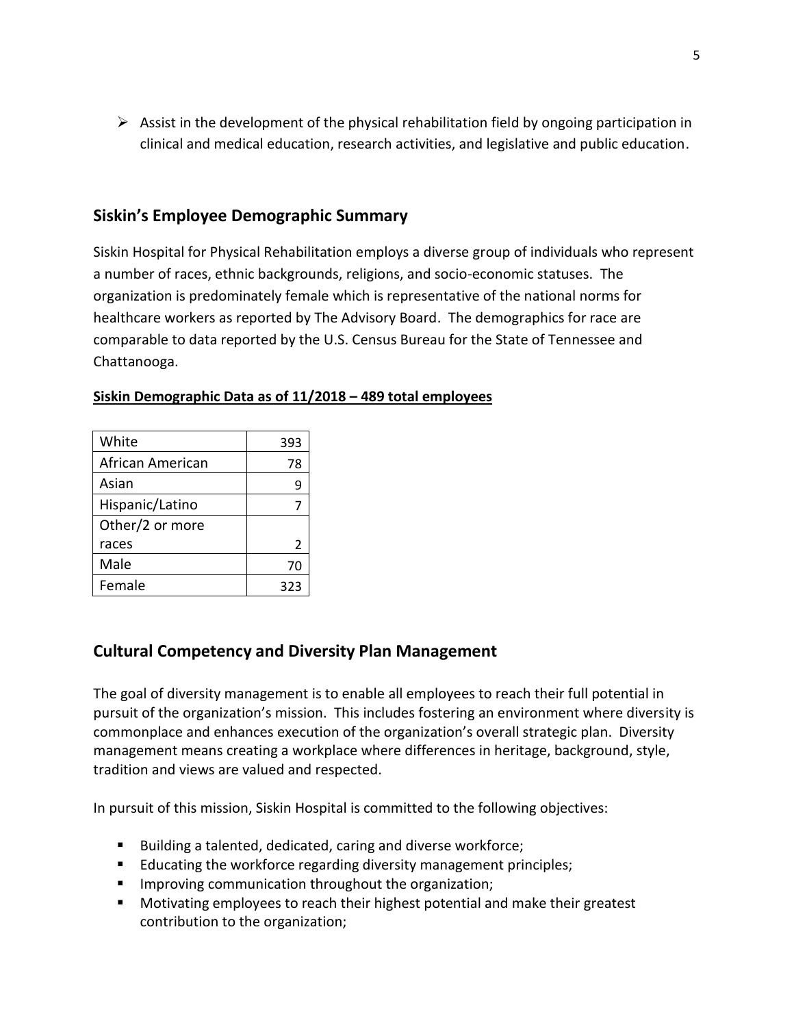- Assist in the development of the physical rehabilitation field by ongoing participation in clinical and medical education, research activities, and legislative and public education.

## Siskin's Employee Demographic Summary

Siskin Hospital for Physical Rehabilitation employs a diverse group of individuals who represent a number of races, ethnic backgrounds, religions, and socio-economic statuses. The organization is predominately female which is representative of the national norms for healthcare workers as reported by The Advisory Board. The demographics for race are comparable to data reported by the U.S. Census Bureau for the State of Tennessee and Chattanooga.

**Siskin Demographic Data as of 11/2018 – 489 total employees**

| | |
|---|---|
| White | 393 |
| African American | 78 |
| Asian | 9 |
| Hispanic/Latino | 7 |
| Other/2 or more races | 2 |
| Male | 70 |
| Female | 323 |

## Cultural Competency and Diversity Plan Management

The goal of diversity management is to enable all employees to reach their full potential in pursuit of the organization's mission. This includes fostering an environment where diversity is commonplace and enhances execution of the organization's overall strategic plan. Diversity management means creating a workplace where differences in heritage, background, style, tradition and views are valued and respected.

In pursuit of this mission, Siskin Hospital is committed to the following objectives:

- Building a talented, dedicated, caring and diverse workforce;
- Educating the workforce regarding diversity management principles;
- Improving communication throughout the organization;
- Motivating employees to reach their highest potential and make their greatest contribution to the organization;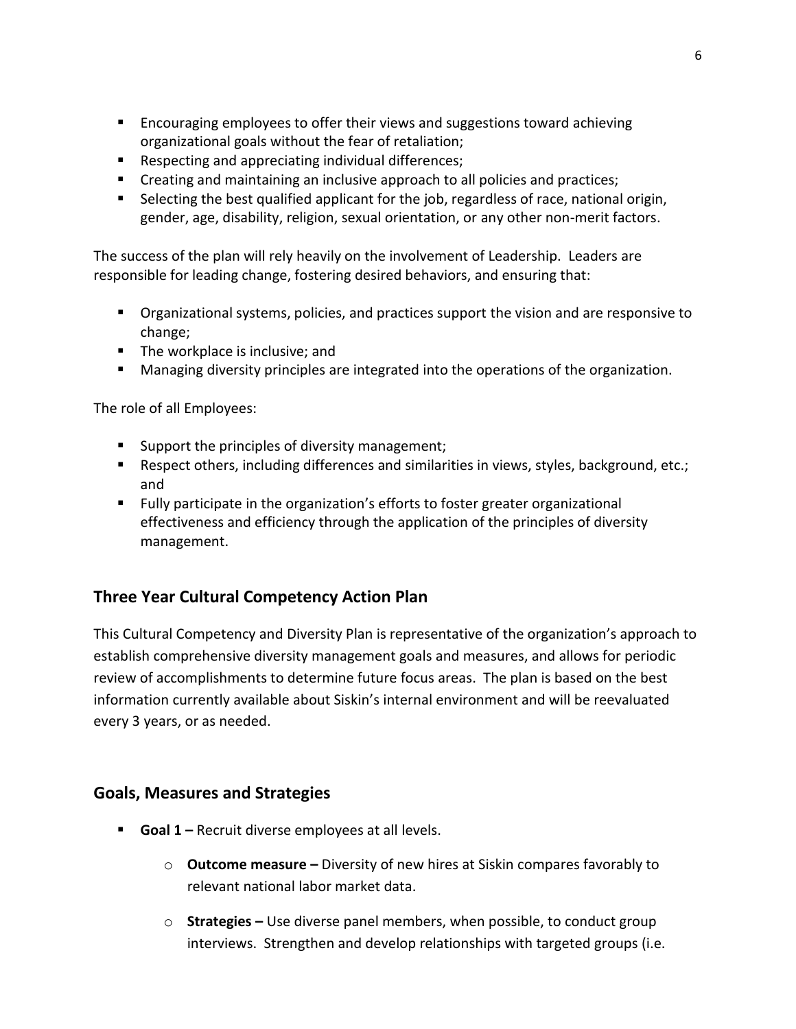- Encouraging employees to offer their views and suggestions toward achieving organizational goals without the fear of retaliation;
- Respecting and appreciating individual differences;
- Creating and maintaining an inclusive approach to all policies and practices;
- Selecting the best qualified applicant for the job, regardless of race, national origin, gender, age, disability, religion, sexual orientation, or any other non-merit factors.

The success of the plan will rely heavily on the involvement of Leadership. Leaders are responsible for leading change, fostering desired behaviors, and ensuring that:

- Organizational systems, policies, and practices support the vision and are responsive to change;
- The workplace is inclusive; and
- Managing diversity principles are integrated into the operations of the organization.

The role of all Employees:

- Support the principles of diversity management;
- Respect others, including differences and similarities in views, styles, background, etc.; and
- Fully participate in the organization's efforts to foster greater organizational effectiveness and efficiency through the application of the principles of diversity management.

## Three Year Cultural Competency Action Plan

This Cultural Competency and Diversity Plan is representative of the organization's approach to establish comprehensive diversity management goals and measures, and allows for periodic review of accomplishments to determine future focus areas. The plan is based on the best information currently available about Siskin's internal environment and will be reevaluated every 3 years, or as needed.

## Goals, Measures and Strategies

- **Goal 1 –** Recruit diverse employees at all levels.
  - **Outcome measure –** Diversity of new hires at Siskin compares favorably to relevant national labor market data.
  - **Strategies –** Use diverse panel members, when possible, to conduct group interviews. Strengthen and develop relationships with targeted groups (i.e.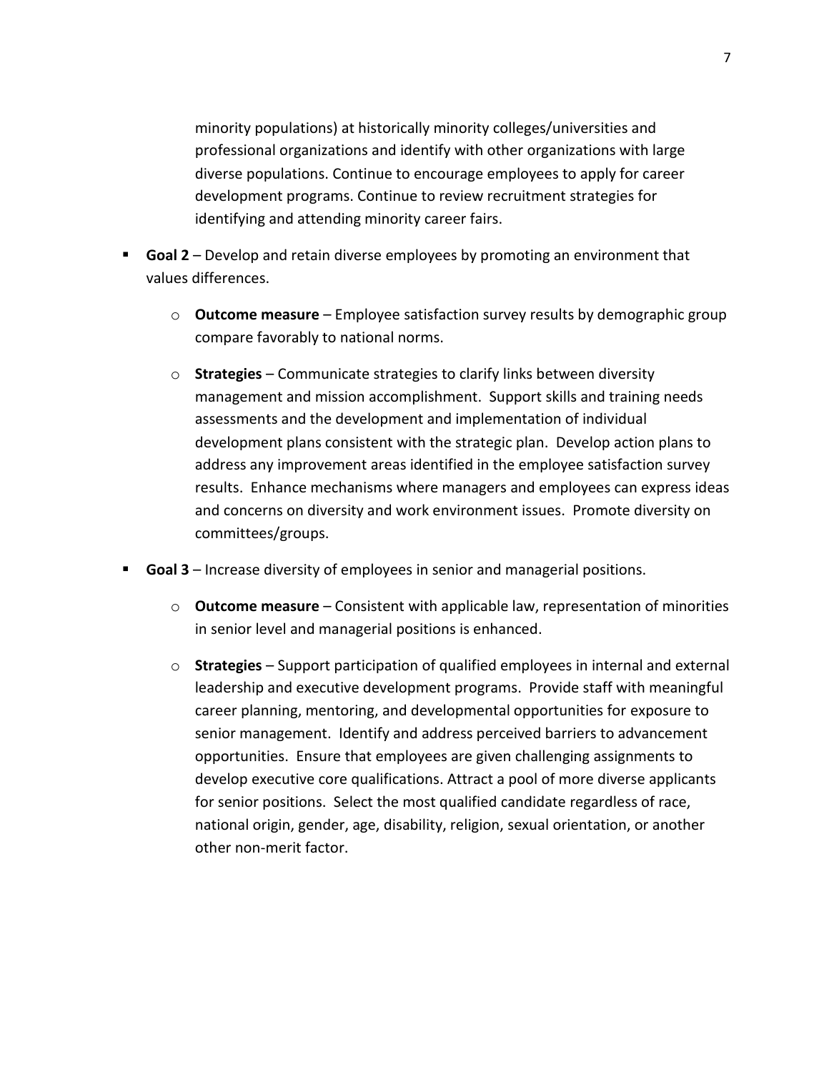minority populations) at historically minority colleges/universities and professional organizations and identify with other organizations with large diverse populations. Continue to encourage employees to apply for career development programs. Continue to review recruitment strategies for identifying and attending minority career fairs.

- **Goal 2** – Develop and retain diverse employees by promoting an environment that values differences.
  - **Outcome measure** – Employee satisfaction survey results by demographic group compare favorably to national norms.
  - **Strategies** – Communicate strategies to clarify links between diversity management and mission accomplishment. Support skills and training needs assessments and the development and implementation of individual development plans consistent with the strategic plan. Develop action plans to address any improvement areas identified in the employee satisfaction survey results. Enhance mechanisms where managers and employees can express ideas and concerns on diversity and work environment issues. Promote diversity on committees/groups.
- **Goal 3** – Increase diversity of employees in senior and managerial positions.
  - **Outcome measure** – Consistent with applicable law, representation of minorities in senior level and managerial positions is enhanced.
  - **Strategies** – Support participation of qualified employees in internal and external leadership and executive development programs. Provide staff with meaningful career planning, mentoring, and developmental opportunities for exposure to senior management. Identify and address perceived barriers to advancement opportunities. Ensure that employees are given challenging assignments to develop executive core qualifications. Attract a pool of more diverse applicants for senior positions. Select the most qualified candidate regardless of race, national origin, gender, age, disability, religion, sexual orientation, or another other non-merit factor.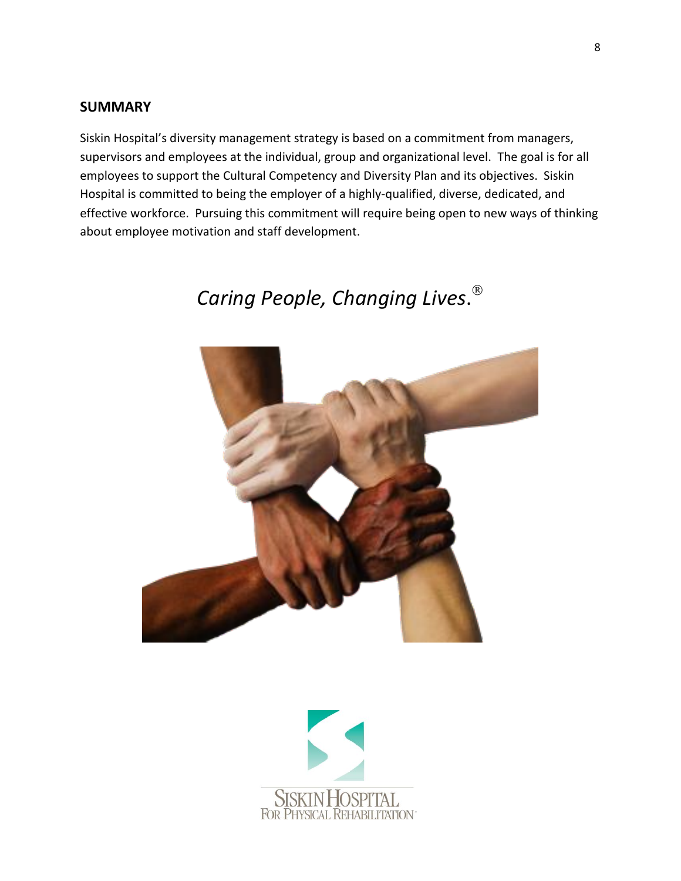## SUMMARY

Siskin Hospital's diversity management strategy is based on a commitment from managers, supervisors and employees at the individual, group and organizational level. The goal is for all employees to support the Cultural Competency and Diversity Plan and its objectives. Siskin Hospital is committed to being the employer of a highly-qualified, diverse, dedicated, and effective workforce. Pursuing this commitment will require being open to new ways of thinking about employee motivation and staff development.

*Caring People, Changing Lives.*®

SISKIN HOSPITAL FOR PHYSICAL REHABILITATION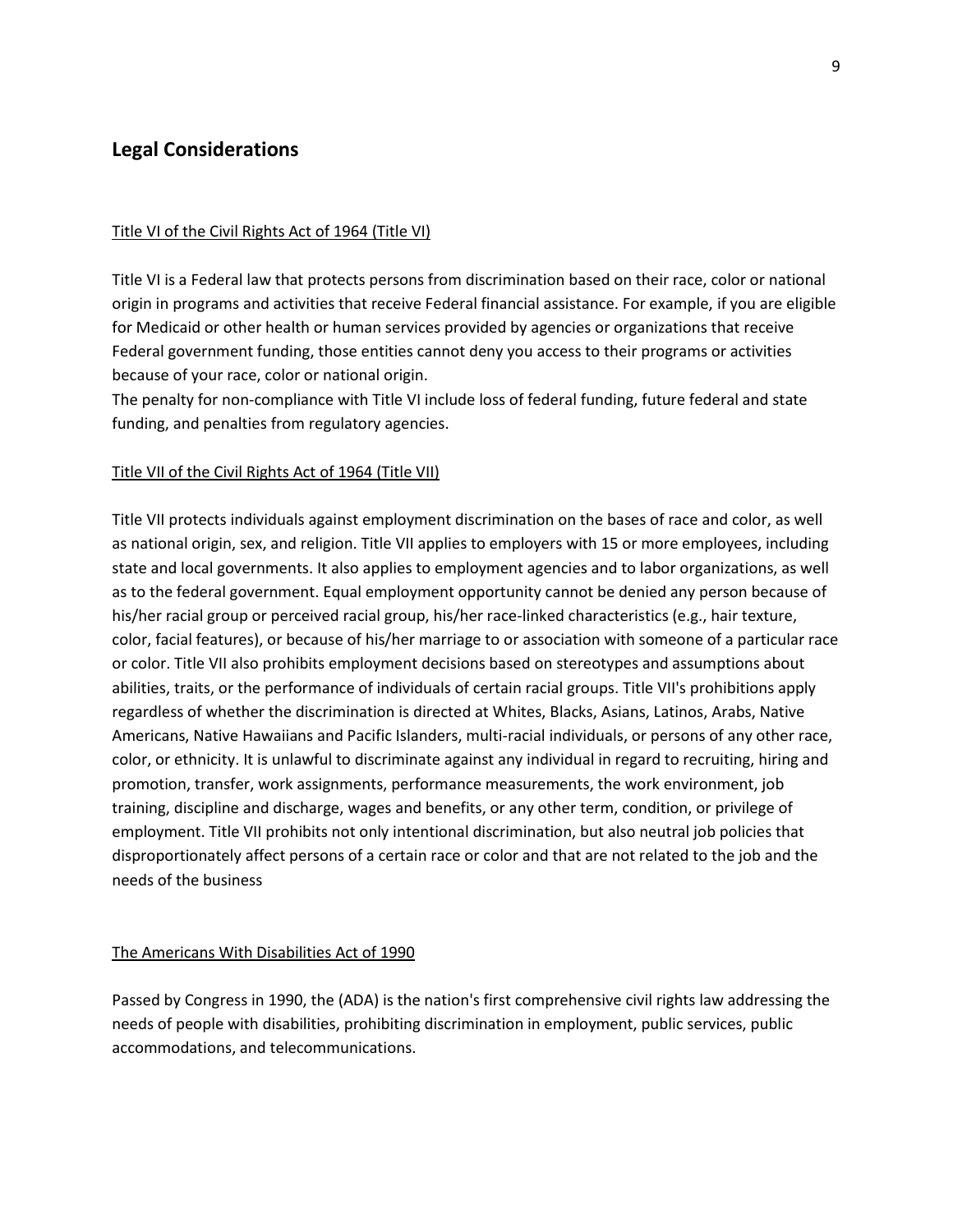## Legal Considerations

<u>Title VI of the Civil Rights Act of 1964 (Title VI)</u>

Title VI is a Federal law that protects persons from discrimination based on their race, color or national origin in programs and activities that receive Federal financial assistance. For example, if you are eligible for Medicaid or other health or human services provided by agencies or organizations that receive Federal government funding, those entities cannot deny you access to their programs or activities because of your race, color or national origin.
The penalty for non-compliance with Title VI include loss of federal funding, future federal and state funding, and penalties from regulatory agencies.

<u>Title VII of the Civil Rights Act of 1964 (Title VII)</u>

Title VII protects individuals against employment discrimination on the bases of race and color, as well as national origin, sex, and religion. Title VII applies to employers with 15 or more employees, including state and local governments. It also applies to employment agencies and to labor organizations, as well as to the federal government. Equal employment opportunity cannot be denied any person because of his/her racial group or perceived racial group, his/her race-linked characteristics (e.g., hair texture, color, facial features), or because of his/her marriage to or association with someone of a particular race or color. Title VII also prohibits employment decisions based on stereotypes and assumptions about abilities, traits, or the performance of individuals of certain racial groups. Title VII's prohibitions apply regardless of whether the discrimination is directed at Whites, Blacks, Asians, Latinos, Arabs, Native Americans, Native Hawaiians and Pacific Islanders, multi-racial individuals, or persons of any other race, color, or ethnicity. It is unlawful to discriminate against any individual in regard to recruiting, hiring and promotion, transfer, work assignments, performance measurements, the work environment, job training, discipline and discharge, wages and benefits, or any other term, condition, or privilege of employment. Title VII prohibits not only intentional discrimination, but also neutral job policies that disproportionately affect persons of a certain race or color and that are not related to the job and the needs of the business

<u>The Americans With Disabilities Act of 1990</u>

Passed by Congress in 1990, the (ADA) is the nation's first comprehensive civil rights law addressing the needs of people with disabilities, prohibiting discrimination in employment, public services, public accommodations, and telecommunications.